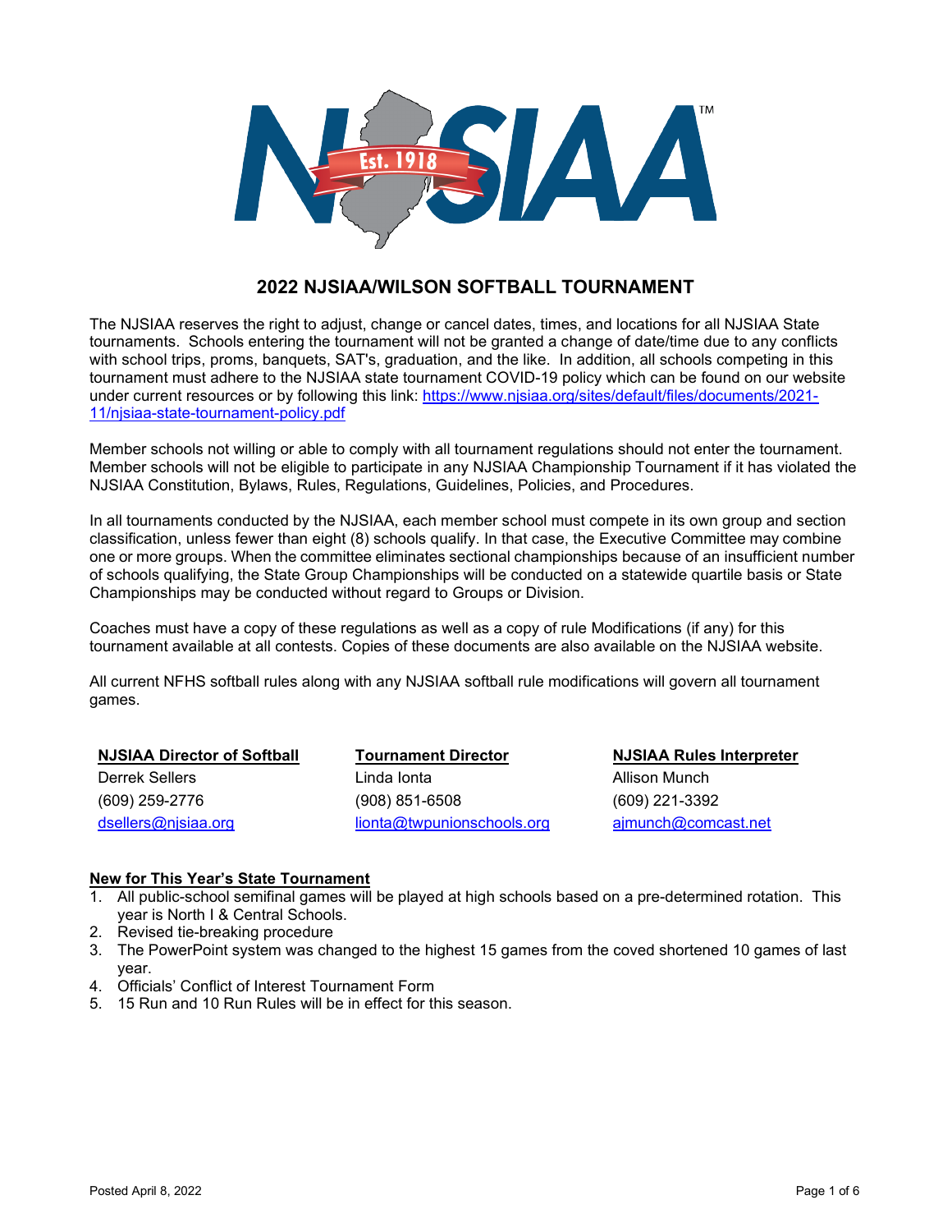# 2022 NJSIAA/WILSON SOFTBALL TOURNAMENT

The NJSIAA reserves the right to adjust, change or cancel dates, times, and locations for all NJSIAA State tournaments. Schools entering the tournament will not be granted a change of date/time due to any conflicts with school trips, proms, banquets, SAT's, graduation, and the like. In addition, all schools competing in this tournament must adhere to the NJSIAA state tournament COVID-19 policy which can be found on our website under current resources or by following this link: [https://www.njsiaa.org/sites/default/files/documents/2021-11/njsiaa-state-tournament-policy.pdf](https://www.njsiaa.org/sites/default/files/documents/2021-11/njsiaa-state-tournament-policy.pdf)

Member schools not willing or able to comply with all tournament regulations should not enter the tournament. Member schools will not be eligible to participate in any NJSIAA Championship Tournament if it has violated the NJSIAA Constitution, Bylaws, Rules, Regulations, Guidelines, Policies, and Procedures.

In all tournaments conducted by the NJSIAA, each member school must compete in its own group and section classification, unless fewer than eight (8) schools qualify. In that case, the Executive Committee may combine one or more groups. When the committee eliminates sectional championships because of an insufficient number of schools qualifying, the State Group Championships will be conducted on a statewide quartile basis or State Championships may be conducted without regard to Groups or Division.

Coaches must have a copy of these regulations as well as a copy of rule Modifications (if any) for this tournament available at all contests. Copies of these documents are also available on the NJSIAA website.

All current NFHS softball rules along with any NJSIAA softball rule modifications will govern all tournament games.

| **NJSIAA Director of Softball** | **Tournament Director** | **NJSIAA Rules Interpreter** |
|---|---|---|
| Derrek Sellers | Linda Ionta | Allison Munch |
| (609) 259-2776 | (908) 851-6508 | (609) 221-3392 |
| dsellers@njsiaa.org | lionta@twpunionschools.org | ajmunch@comcast.net |

**New for This Year's State Tournament**

1. All public-school semifinal games will be played at high schools based on a pre-determined rotation. This year is North I & Central Schools.
2. Revised tie-breaking procedure
3. The PowerPoint system was changed to the highest 15 games from the coved shortened 10 games of last year.
4. Officials' Conflict of Interest Tournament Form
5. 15 Run and 10 Run Rules will be in effect for this season.

Posted April 8, 2022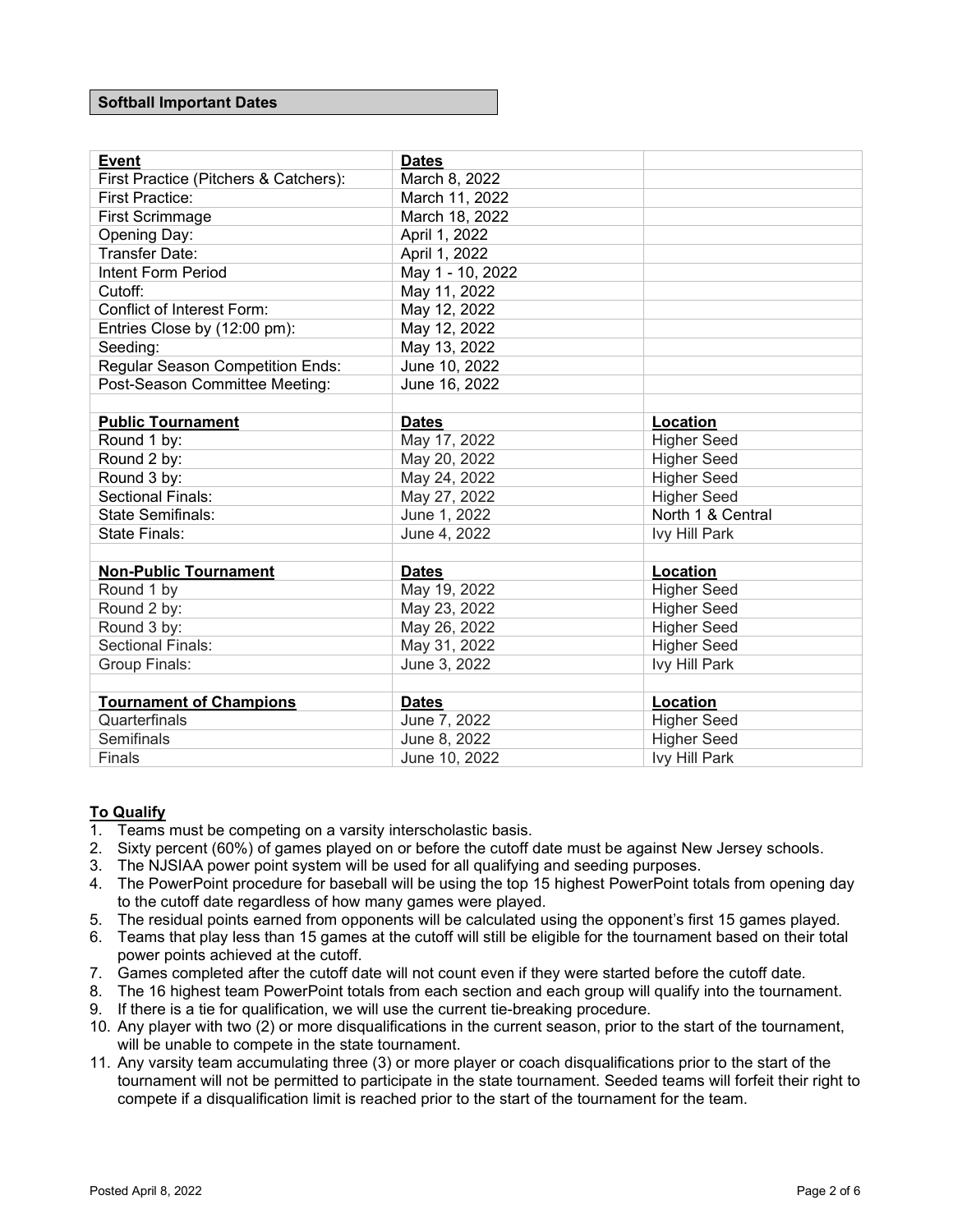## Softball Important Dates

| **Event** | **Dates** | |
|---|---|---|
| First Practice (Pitchers & Catchers): | March 8, 2022 | |
| First Practice: | March 11, 2022 | |
| First Scrimmage | March 18, 2022 | |
| Opening Day: | April 1, 2022 | |
| Transfer Date: | April 1, 2022 | |
| Intent Form Period | May 1 - 10, 2022 | |
| Cutoff: | May 11, 2022 | |
| Conflict of Interest Form: | May 12, 2022 | |
| Entries Close by (12:00 pm): | May 12, 2022 | |
| Seeding: | May 13, 2022 | |
| Regular Season Competition Ends: | June 10, 2022 | |
| Post-Season Committee Meeting: | June 16, 2022 | |
| | | |
| **Public Tournament** | **Dates** | **Location** |
| Round 1 by: | May 17, 2022 | Higher Seed |
| Round 2 by: | May 20, 2022 | Higher Seed |
| Round 3 by: | May 24, 2022 | Higher Seed |
| Sectional Finals: | May 27, 2022 | Higher Seed |
| State Semifinals: | June 1, 2022 | North 1 & Central |
| State Finals: | June 4, 2022 | Ivy Hill Park |
| | | |
| **Non-Public Tournament** | **Dates** | **Location** |
| Round 1 by | May 19, 2022 | Higher Seed |
| Round 2 by: | May 23, 2022 | Higher Seed |
| Round 3 by: | May 26, 2022 | Higher Seed |
| Sectional Finals: | May 31, 2022 | Higher Seed |
| Group Finals: | June 3, 2022 | Ivy Hill Park |
| | | |
| **Tournament of Champions** | **Dates** | **Location** |
| Quarterfinals | June 7, 2022 | Higher Seed |
| Semifinals | June 8, 2022 | Higher Seed |
| Finals | June 10, 2022 | Ivy Hill Park |

**To Qualify**

1. Teams must be competing on a varsity interscholastic basis.
2. Sixty percent (60%) of games played on or before the cutoff date must be against New Jersey schools.
3. The NJSIAA power point system will be used for all qualifying and seeding purposes.
4. The PowerPoint procedure for baseball will be using the top 15 highest PowerPoint totals from opening day to the cutoff date regardless of how many games were played.
5. The residual points earned from opponents will be calculated using the opponent's first 15 games played.
6. Teams that play less than 15 games at the cutoff will still be eligible for the tournament based on their total power points achieved at the cutoff.
7. Games completed after the cutoff date will not count even if they were started before the cutoff date.
8. The 16 highest team PowerPoint totals from each section and each group will qualify into the tournament.
9. If there is a tie for qualification, we will use the current tie-breaking procedure.
10. Any player with two (2) or more disqualifications in the current season, prior to the start of the tournament, will be unable to compete in the state tournament.
11. Any varsity team accumulating three (3) or more player or coach disqualifications prior to the start of the tournament will not be permitted to participate in the state tournament. Seeded teams will forfeit their right to compete if a disqualification limit is reached prior to the start of the tournament for the team.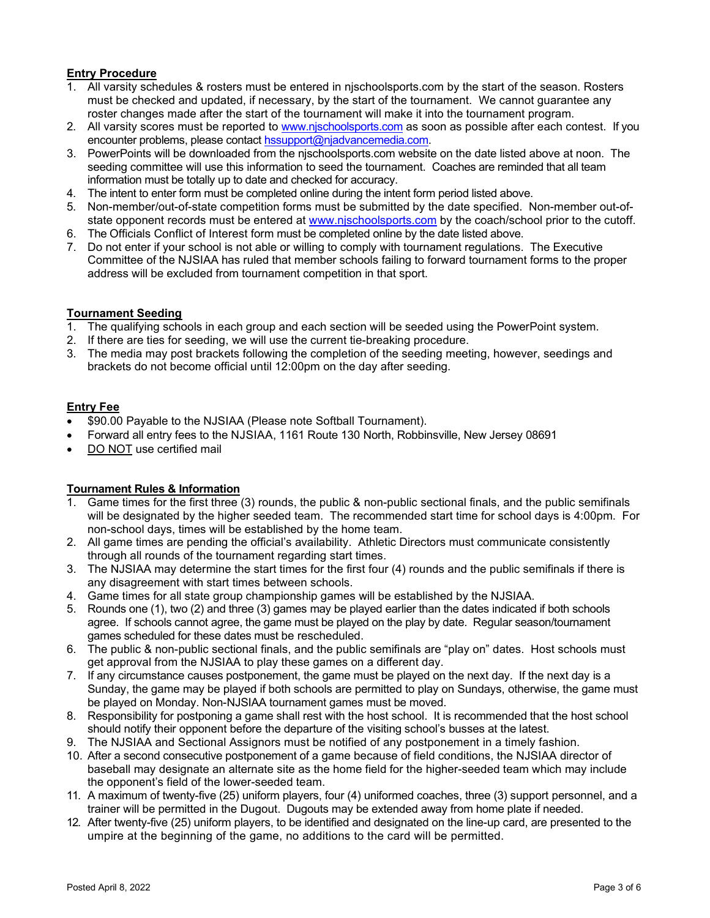## Entry Procedure

1. All varsity schedules & rosters must be entered in njschoolsports.com by the start of the season. Rosters must be checked and updated, if necessary, by the start of the tournament. We cannot guarantee any roster changes made after the start of the tournament will make it into the tournament program.
2. All varsity scores must be reported to www.njschoolsports.com as soon as possible after each contest. If you encounter problems, please contact hssupport@njadvancemedia.com.
3. PowerPoints will be downloaded from the njschoolsports.com website on the date listed above at noon. The seeding committee will use this information to seed the tournament. Coaches are reminded that all team information must be totally up to date and checked for accuracy.
4. The intent to enter form must be completed online during the intent form period listed above.
5. Non-member/out-of-state competition forms must be submitted by the date specified. Non-member out-of-state opponent records must be entered at www.njschoolsports.com by the coach/school prior to the cutoff.
6. The Officials Conflict of Interest form must be completed online by the date listed above.
7. Do not enter if your school is not able or willing to comply with tournament regulations. The Executive Committee of the NJSIAA has ruled that member schools failing to forward tournament forms to the proper address will be excluded from tournament competition in that sport.

## Tournament Seeding

1. The qualifying schools in each group and each section will be seeded using the PowerPoint system.
2. If there are ties for seeding, we will use the current tie-breaking procedure.
3. The media may post brackets following the completion of the seeding meeting, however, seedings and brackets do not become official until 12:00pm on the day after seeding.

## Entry Fee

- $90.00 Payable to the NJSIAA (Please note Softball Tournament).
- Forward all entry fees to the NJSIAA, 1161 Route 130 North, Robbinsville, New Jersey 08691
- DO NOT use certified mail

## Tournament Rules & Information

1. Game times for the first three (3) rounds, the public & non-public sectional finals, and the public semifinals will be designated by the higher seeded team. The recommended start time for school days is 4:00pm. For non-school days, times will be established by the home team.
2. All game times are pending the official's availability. Athletic Directors must communicate consistently through all rounds of the tournament regarding start times.
3. The NJSIAA may determine the start times for the first four (4) rounds and the public semifinals if there is any disagreement with start times between schools.
4. Game times for all state group championship games will be established by the NJSIAA.
5. Rounds one (1), two (2) and three (3) games may be played earlier than the dates indicated if both schools agree. If schools cannot agree, the game must be played on the play by date. Regular season/tournament games scheduled for these dates must be rescheduled.
6. The public & non-public sectional finals, and the public semifinals are "play on" dates. Host schools must get approval from the NJSIAA to play these games on a different day.
7. If any circumstance causes postponement, the game must be played on the next day. If the next day is a Sunday, the game may be played if both schools are permitted to play on Sundays, otherwise, the game must be played on Monday. Non-NJSIAA tournament games must be moved.
8. Responsibility for postponing a game shall rest with the host school. It is recommended that the host school should notify their opponent before the departure of the visiting school's busses at the latest.
9. The NJSIAA and Sectional Assignors must be notified of any postponement in a timely fashion.
10. After a second consecutive postponement of a game because of field conditions, the NJSIAA director of baseball may designate an alternate site as the home field for the higher-seeded team which may include the opponent's field of the lower-seeded team.
11. A maximum of twenty-five (25) uniform players, four (4) uniformed coaches, three (3) support personnel, and a trainer will be permitted in the Dugout. Dugouts may be extended away from home plate if needed.
12. After twenty-five (25) uniform players, to be identified and designated on the line-up card, are presented to the umpire at the beginning of the game, no additions to the card will be permitted.

Posted April 8, 2022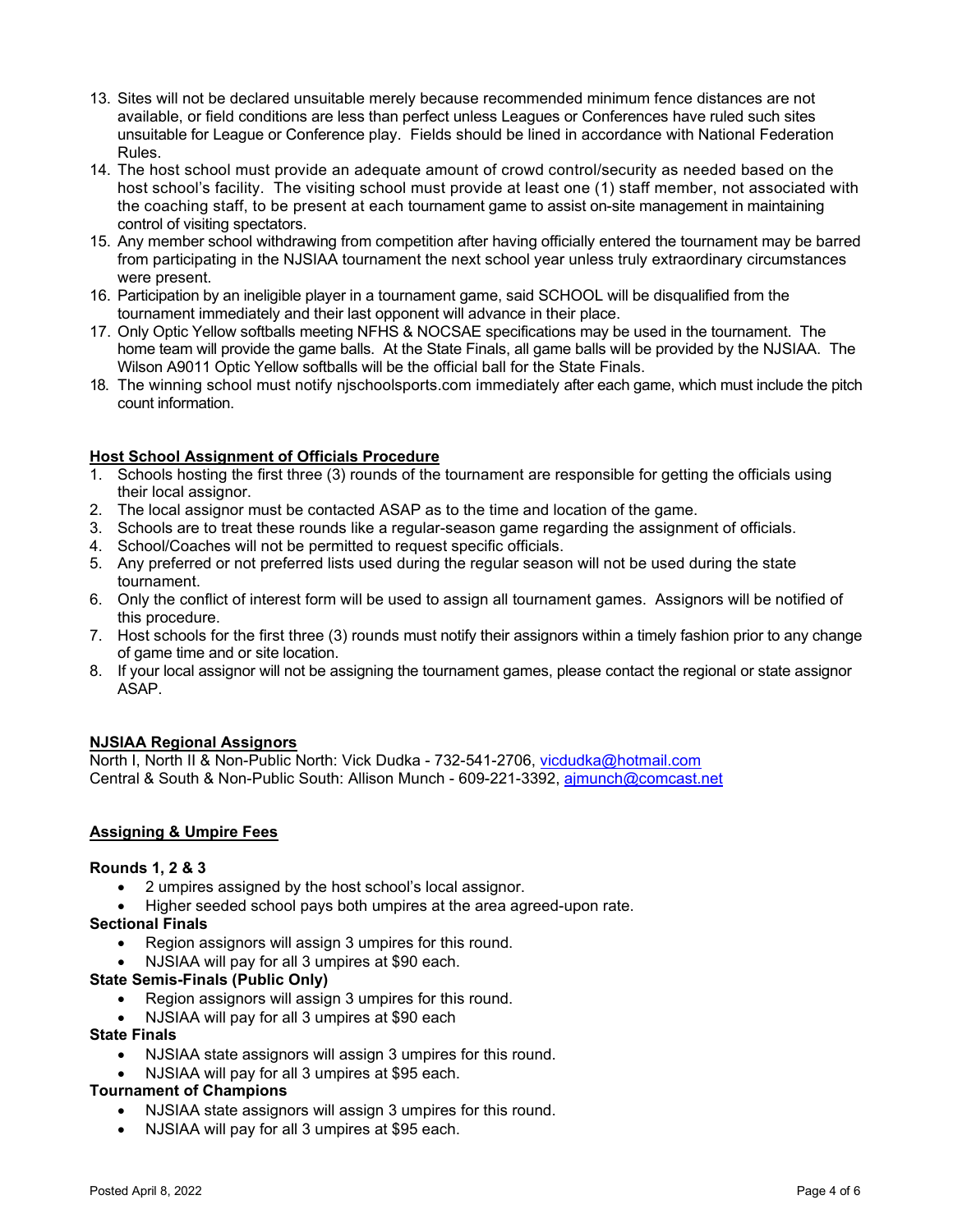13. Sites will not be declared unsuitable merely because recommended minimum fence distances are not available, or field conditions are less than perfect unless Leagues or Conferences have ruled such sites unsuitable for League or Conference play. Fields should be lined in accordance with National Federation Rules.
14. The host school must provide an adequate amount of crowd control/security as needed based on the host school's facility. The visiting school must provide at least one (1) staff member, not associated with the coaching staff, to be present at each tournament game to assist on-site management in maintaining control of visiting spectators.
15. Any member school withdrawing from competition after having officially entered the tournament may be barred from participating in the NJSIAA tournament the next school year unless truly extraordinary circumstances were present.
16. Participation by an ineligible player in a tournament game, said SCHOOL will be disqualified from the tournament immediately and their last opponent will advance in their place.
17. Only Optic Yellow softballs meeting NFHS & NOCSAE specifications may be used in the tournament. The home team will provide the game balls. At the State Finals, all game balls will be provided by the NJSIAA. The Wilson A9011 Optic Yellow softballs will be the official ball for the State Finals.
18. The winning school must notify njschoolsports.com immediately after each game, which must include the pitch count information.

## Host School Assignment of Officials Procedure

1. Schools hosting the first three (3) rounds of the tournament are responsible for getting the officials using their local assignor.
2. The local assignor must be contacted ASAP as to the time and location of the game.
3. Schools are to treat these rounds like a regular-season game regarding the assignment of officials.
4. School/Coaches will not be permitted to request specific officials.
5. Any preferred or not preferred lists used during the regular season will not be used during the state tournament.
6. Only the conflict of interest form will be used to assign all tournament games. Assignors will be notified of this procedure.
7. Host schools for the first three (3) rounds must notify their assignors within a timely fashion prior to any change of game time and or site location.
8. If your local assignor will not be assigning the tournament games, please contact the regional or state assignor ASAP.

## NJSIAA Regional Assignors

North I, North II & Non-Public North: Vick Dudka - 732-541-2706, vicdudka@hotmail.com
Central & South & Non-Public South: Allison Munch - 609-221-3392, ajmunch@comcast.net

## Assigning & Umpire Fees

**Rounds 1, 2 & 3**

- 2 umpires assigned by the host school's local assignor.
- Higher seeded school pays both umpires at the area agreed-upon rate.

**Sectional Finals**

- Region assignors will assign 3 umpires for this round.
- NJSIAA will pay for all 3 umpires at $90 each.

**State Semi-Finals (Public Only)**

- Region assignors will assign 3 umpires for this round.
- NJSIAA will pay for all 3 umpires at $90 each

**State Finals**

- NJSIAA state assignors will assign 3 umpires for this round.
- NJSIAA will pay for all 3 umpires at $95 each.

**Tournament of Champions**

- NJSIAA state assignors will assign 3 umpires for this round.
- NJSIAA will pay for all 3 umpires at $95 each.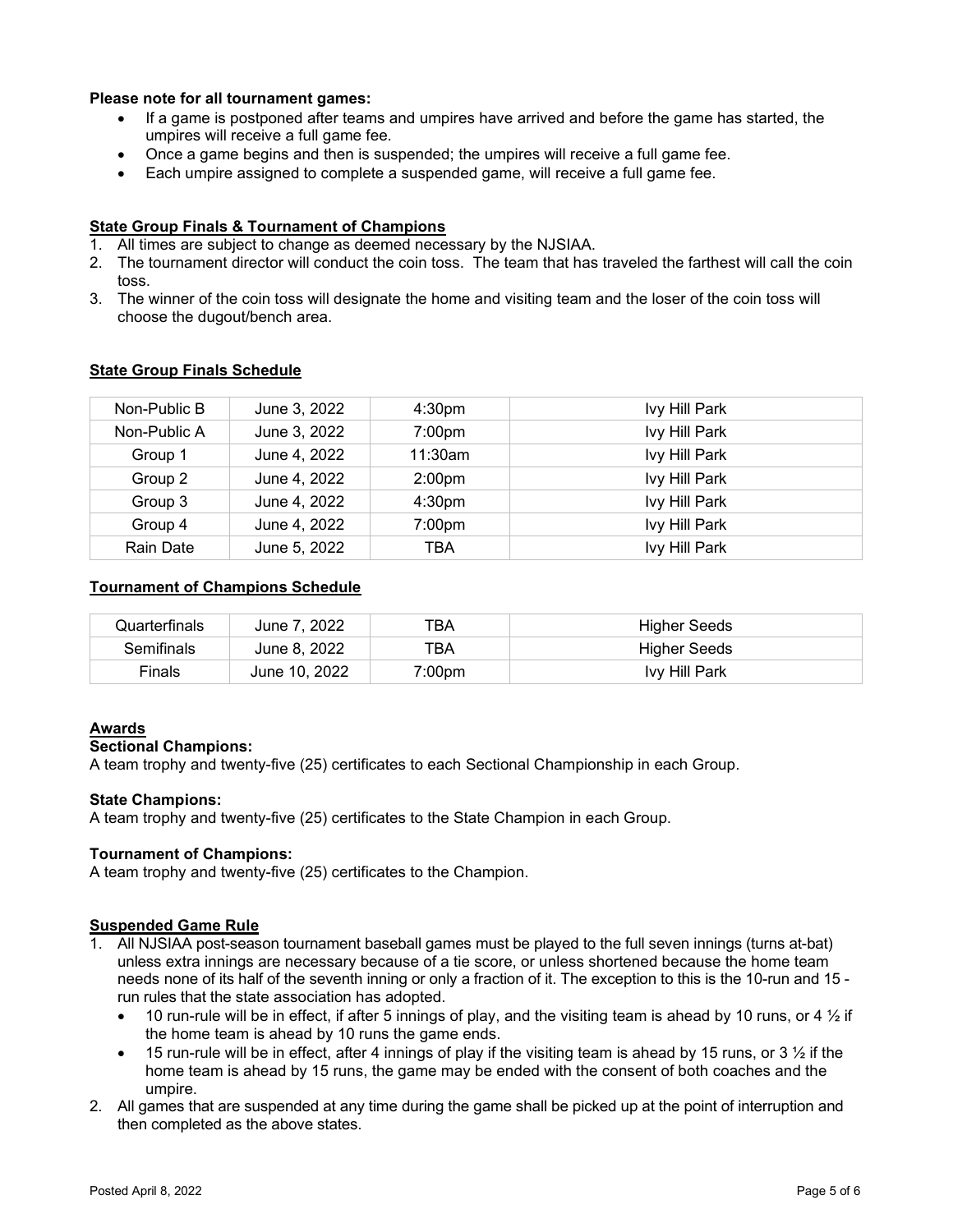**Please note for all tournament games:**

- If a game is postponed after teams and umpires have arrived and before the game has started, the umpires will receive a full game fee.
- Once a game begins and then is suspended; the umpires will receive a full game fee.
- Each umpire assigned to complete a suspended game, will receive a full game fee.

## State Group Finals & Tournament of Champions

1. All times are subject to change as deemed necessary by the NJSIAA.
2. The tournament director will conduct the coin toss. The team that has traveled the farthest will call the coin toss.
3. The winner of the coin toss will designate the home and visiting team and the loser of the coin toss will choose the dugout/bench area.

## State Group Finals Schedule

| | | | |
|---|---|---|---|
| Non-Public B | June 3, 2022 | 4:30pm | Ivy Hill Park |
| Non-Public A | June 3, 2022 | 7:00pm | Ivy Hill Park |
| Group 1 | June 4, 2022 | 11:30am | Ivy Hill Park |
| Group 2 | June 4, 2022 | 2:00pm | Ivy Hill Park |
| Group 3 | June 4, 2022 | 4:30pm | Ivy Hill Park |
| Group 4 | June 4, 2022 | 7:00pm | Ivy Hill Park |
| Rain Date | June 5, 2022 | TBA | Ivy Hill Park |

## Tournament of Champions Schedule

| | | | |
|---|---|---|---|
| Quarterfinals | June 7, 2022 | TBA | Higher Seeds |
| Semifinals | June 8, 2022 | TBA | Higher Seeds |
| Finals | June 10, 2022 | 7:00pm | Ivy Hill Park |

## Awards

**Sectional Champions:**
A team trophy and twenty-five (25) certificates to each Sectional Championship in each Group.

**State Champions:**
A team trophy and twenty-five (25) certificates to the State Champion in each Group.

**Tournament of Champions:**
A team trophy and twenty-five (25) certificates to the Champion.

## Suspended Game Rule

1. All NJSIAA post-season tournament baseball games must be played to the full seven innings (turns at-bat) unless extra innings are necessary because of a tie score, or unless shortened because the home team needs none of its half of the seventh inning or only a fraction of it. The exception to this is the 10-run and 15 - run rules that the state association has adopted.
   - 10 run-rule will be in effect, if after 5 innings of play, and the visiting team is ahead by 10 runs, or 4 ½ if the home team is ahead by 10 runs the game ends.
   - 15 run-rule will be in effect, after 4 innings of play if the visiting team is ahead by 15 runs, or 3 ½ if the home team is ahead by 15 runs, the game may be ended with the consent of both coaches and the umpire.
2. All games that are suspended at any time during the game shall be picked up at the point of interruption and then completed as the above states.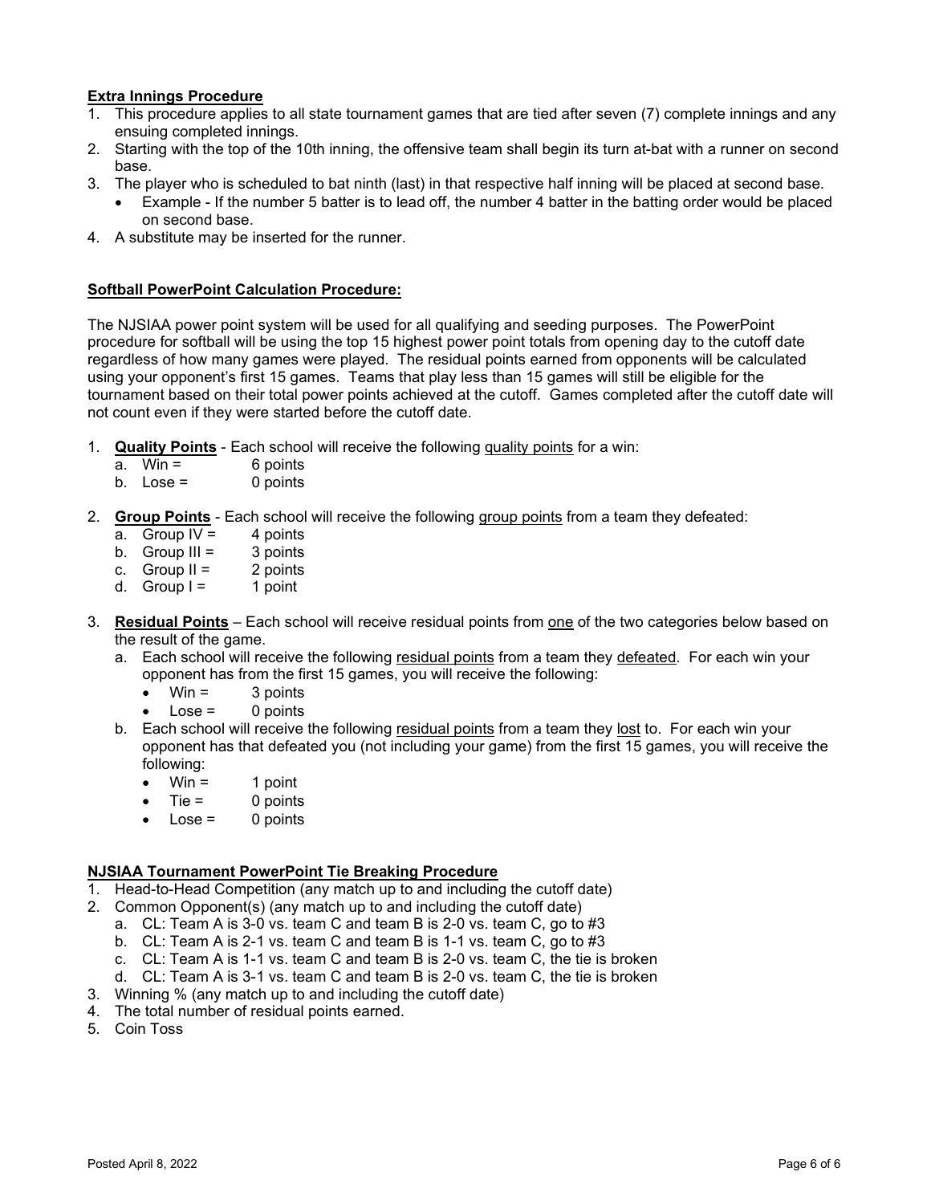**Extra Innings Procedure**

1. This procedure applies to all state tournament games that are tied after seven (7) complete innings and any ensuing completed innings.
2. Starting with the top of the 10th inning, the offensive team shall begin its turn at-bat with a runner on second base.
3. The player who is scheduled to bat ninth (last) in that respective half inning will be placed at second base.
   - Example - If the number 5 batter is to lead off, the number 4 batter in the batting order would be placed on second base.
4. A substitute may be inserted for the runner.

**Softball PowerPoint Calculation Procedure:**

The NJSIAA power point system will be used for all qualifying and seeding purposes. The PowerPoint procedure for softball will be using the top 15 highest power point totals from opening day to the cutoff date regardless of how many games were played. The residual points earned from opponents will be calculated using your opponent's first 15 games. Teams that play less than 15 games will still be eligible for the tournament based on their total power points achieved at the cutoff. Games completed after the cutoff date will not count even if they were started before the cutoff date.

1. **Quality Points** - Each school will receive the following quality points for a win:
   a. Win = 6 points
   b. Lose = 0 points
2. **Group Points** - Each school will receive the following group points from a team they defeated:
   a. Group IV = 4 points
   b. Group III = 3 points
   c. Group II = 2 points
   d. Group I = 1 point
3. **Residual Points** – Each school will receive residual points from one of the two categories below based on the result of the game.
   a. Each school will receive the following residual points from a team they defeated. For each win your opponent has from the first 15 games, you will receive the following:
      - Win = 3 points
      - Lose = 0 points

   b. Each school will receive the following residual points from a team they lost to. For each win your opponent has that defeated you (not including your game) from the first 15 games, you will receive the following:
      - Win = 1 point
      - Tie = 0 points
      - Lose = 0 points

**NJSIAA Tournament PowerPoint Tie Breaking Procedure**

1. Head-to-Head Competition (any match up to and including the cutoff date)
2. Common Opponent(s) (any match up to and including the cutoff date)
   a. CL: Team A is 3-0 vs. team C and team B is 2-0 vs. team C, go to #3
   b. CL: Team A is 2-1 vs. team C and team B is 1-1 vs. team C, go to #3
   c. CL: Team A is 1-1 vs. team C and team B is 2-0 vs. team C, the tie is broken
   d. CL: Team A is 3-1 vs. team C and team B is 2-0 vs. team C, the tie is broken
3. Winning % (any match up to and including the cutoff date)
4. The total number of residual points earned.
5. Coin Toss

Posted April 8, 2022